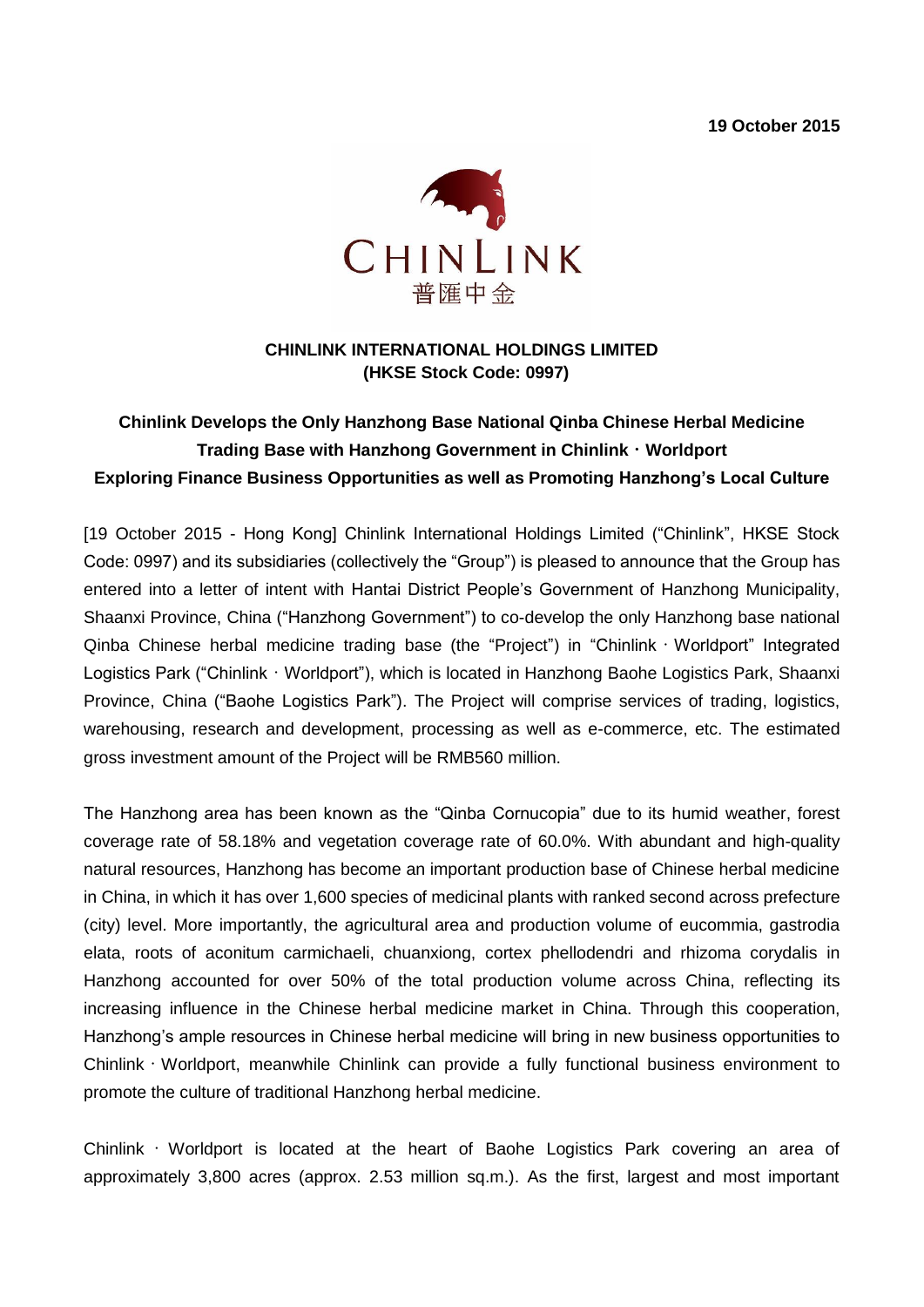**19 October 2015**

CHINLINK

普匯中金

**CHINLINK INTERNATIONAL HOLDINGS LIMITED**
**(HKSE Stock Code: 0997)**

**Chinlink Develops the Only Hanzhong Base National Qinba Chinese Herbal Medicine Trading Base with Hanzhong Government in Chinlink · Worldport**
**Exploring Finance Business Opportunities as well as Promoting Hanzhong's Local Culture**

[19 October 2015 - Hong Kong] Chinlink International Holdings Limited ("Chinlink", HKSE Stock Code: 0997) and its subsidiaries (collectively the "Group") is pleased to announce that the Group has entered into a letter of intent with Hantai District People's Government of Hanzhong Municipality, Shaanxi Province, China ("Hanzhong Government") to co-develop the only Hanzhong base national Qinba Chinese herbal medicine trading base (the "Project") in "Chinlink · Worldport" Integrated Logistics Park ("Chinlink · Worldport"), which is located in Hanzhong Baohe Logistics Park, Shaanxi Province, China ("Baohe Logistics Park"). The Project will comprise services of trading, logistics, warehousing, research and development, processing as well as e-commerce, etc. The estimated gross investment amount of the Project will be RMB560 million.

The Hanzhong area has been known as the "Qinba Cornucopia" due to its humid weather, forest coverage rate of 58.18% and vegetation coverage rate of 60.0%. With abundant and high-quality natural resources, Hanzhong has become an important production base of Chinese herbal medicine in China, in which it has over 1,600 species of medicinal plants with ranked second across prefecture (city) level. More importantly, the agricultural area and production volume of eucommia, gastrodia elata, roots of aconitum carmichaeli, chuanxiong, cortex phellodendri and rhizoma corydalis in Hanzhong accounted for over 50% of the total production volume across China, reflecting its increasing influence in the Chinese herbal medicine market in China. Through this cooperation, Hanzhong's ample resources in Chinese herbal medicine will bring in new business opportunities to Chinlink · Worldport, meanwhile Chinlink can provide a fully functional business environment to promote the culture of traditional Hanzhong herbal medicine.

Chinlink · Worldport is located at the heart of Baohe Logistics Park covering an area of approximately 3,800 acres (approx. 2.53 million sq.m.). As the first, largest and most important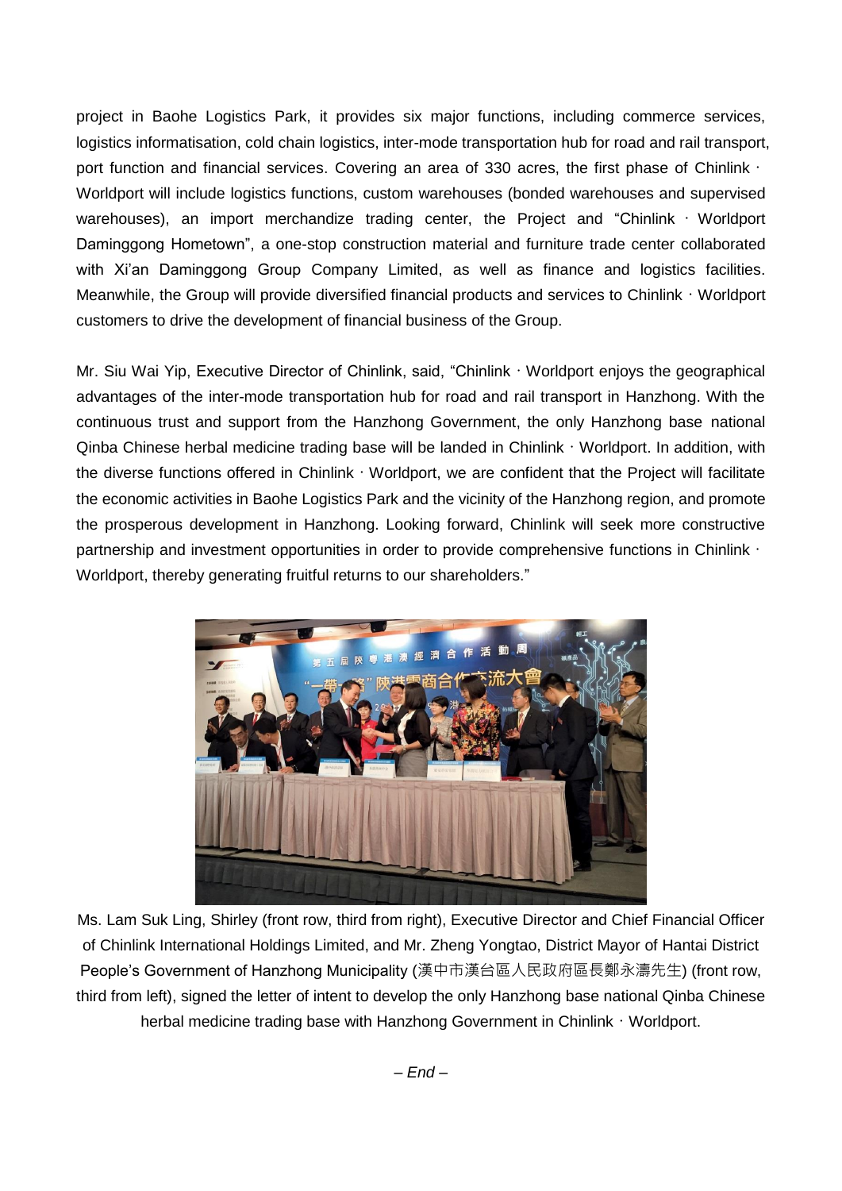project in Baohe Logistics Park, it provides six major functions, including commerce services, logistics informatisation, cold chain logistics, inter-mode transportation hub for road and rail transport, port function and financial services. Covering an area of 330 acres, the first phase of Chinlink · Worldport will include logistics functions, custom warehouses (bonded warehouses and supervised warehouses), an import merchandize trading center, the Project and "Chinlink · Worldport Daminggong Hometown", a one-stop construction material and furniture trade center collaborated with Xi'an Daminggong Group Company Limited, as well as finance and logistics facilities. Meanwhile, the Group will provide diversified financial products and services to Chinlink · Worldport customers to drive the development of financial business of the Group.

Mr. Siu Wai Yip, Executive Director of Chinlink, said, "Chinlink · Worldport enjoys the geographical advantages of the inter-mode transportation hub for road and rail transport in Hanzhong. With the continuous trust and support from the Hanzhong Government, the only Hanzhong base national Qinba Chinese herbal medicine trading base will be landed in Chinlink · Worldport. In addition, with the diverse functions offered in Chinlink · Worldport, we are confident that the Project will facilitate the economic activities in Baohe Logistics Park and the vicinity of the Hanzhong region, and promote the prosperous development in Hanzhong. Looking forward, Chinlink will seek more constructive partnership and investment opportunities in order to provide comprehensive functions in Chinlink · Worldport, thereby generating fruitful returns to our shareholders."

Ms. Lam Suk Ling, Shirley (front row, third from right), Executive Director and Chief Financial Officer of Chinlink International Holdings Limited, and Mr. Zheng Yongtao, District Mayor of Hantai District People's Government of Hanzhong Municipality (漢中市漢台區人民政府區長鄭永濤先生) (front row, third from left), signed the letter of intent to develop the only Hanzhong base national Qinba Chinese herbal medicine trading base with Hanzhong Government in Chinlink · Worldport.

*– End –*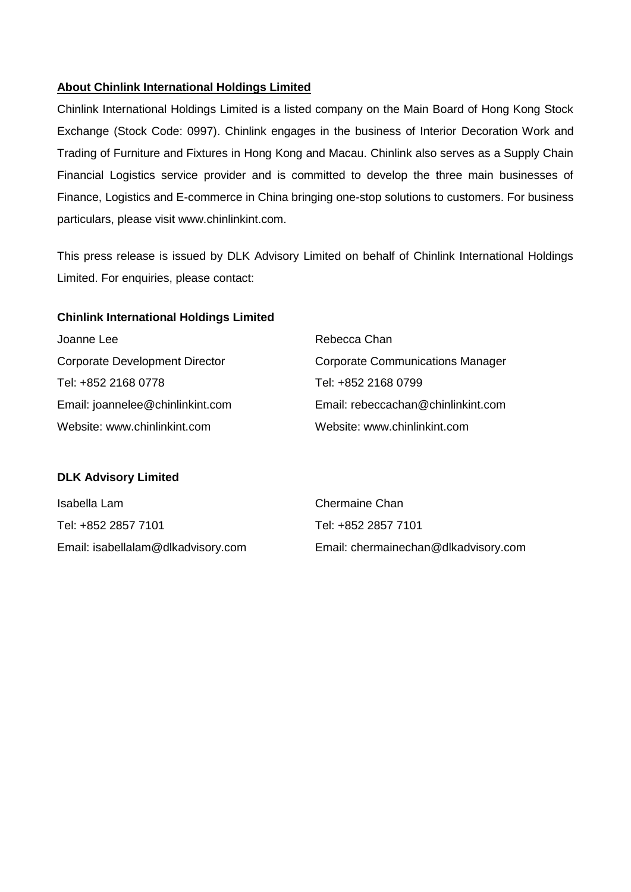**About Chinlink International Holdings Limited**

Chinlink International Holdings Limited is a listed company on the Main Board of Hong Kong Stock Exchange (Stock Code: 0997). Chinlink engages in the business of Interior Decoration Work and Trading of Furniture and Fixtures in Hong Kong and Macau. Chinlink also serves as a Supply Chain Financial Logistics service provider and is committed to develop the three main businesses of Finance, Logistics and E-commerce in China bringing one-stop solutions to customers. For business particulars, please visit www.chinlinkint.com.

This press release is issued by DLK Advisory Limited on behalf of Chinlink International Holdings Limited. For enquiries, please contact:

**Chinlink International Holdings Limited**

Joanne Lee
Corporate Development Director
Tel: +852 2168 0778
Email: joannelee@chinlinkint.com
Website: www.chinlinkint.com

Rebecca Chan
Corporate Communications Manager
Tel: +852 2168 0799
Email: rebeccachan@chinlinkint.com
Website: www.chinlinkint.com

**DLK Advisory Limited**

Isabella Lam
Tel: +852 2857 7101
Email: isabellalam@dlkadvisory.com

Chermaine Chan
Tel: +852 2857 7101
Email: chermainechan@dlkadvisory.com